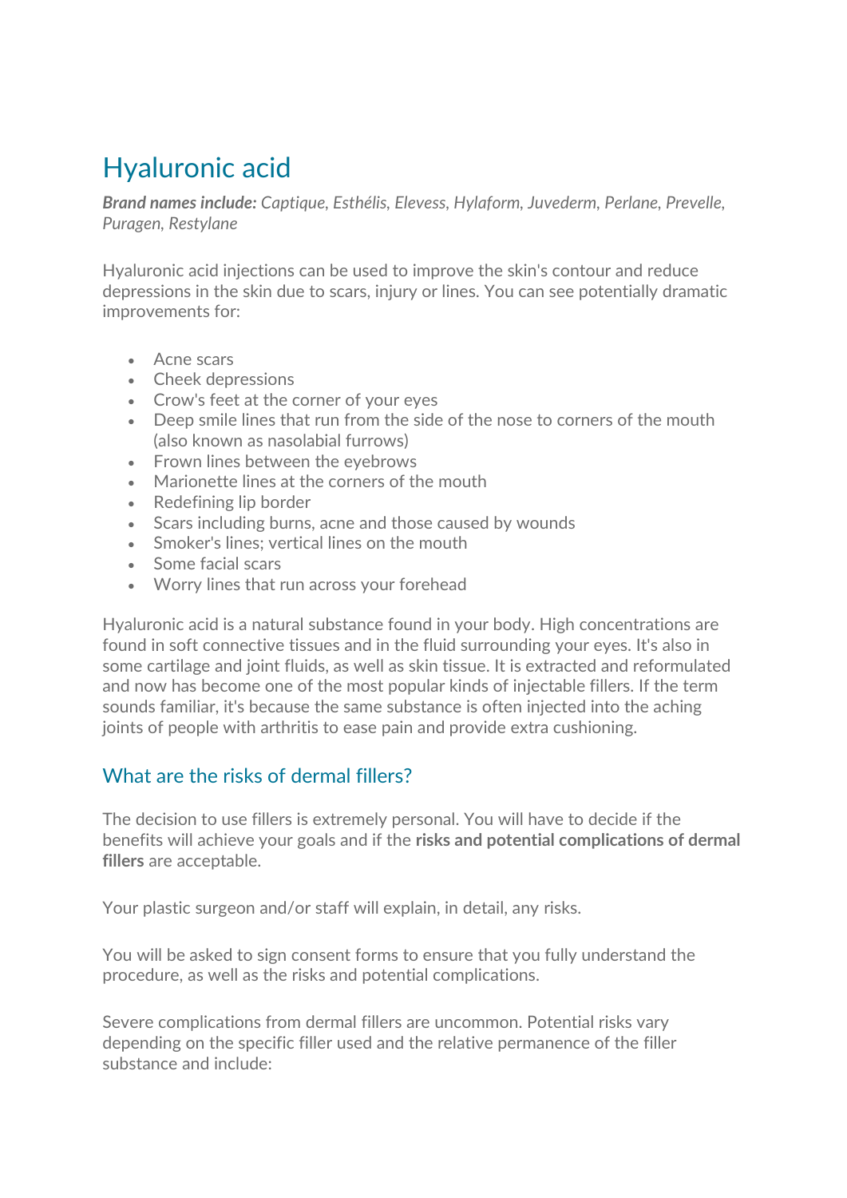# Hyaluronic acid

***Brand names include:*** *Captique, Esthélis, Elevess, Hylaform, Juvederm, Perlane, Prevelle, Puragen, Restylane*

Hyaluronic acid injections can be used to improve the skin's contour and reduce depressions in the skin due to scars, injury or lines. You can see potentially dramatic improvements for:

- Acne scars
- Cheek depressions
- Crow's feet at the corner of your eyes
- Deep smile lines that run from the side of the nose to corners of the mouth (also known as nasolabial furrows)
- Frown lines between the eyebrows
- Marionette lines at the corners of the mouth
- Redefining lip border
- Scars including burns, acne and those caused by wounds
- Smoker's lines; vertical lines on the mouth
- Some facial scars
- Worry lines that run across your forehead

Hyaluronic acid is a natural substance found in your body. High concentrations are found in soft connective tissues and in the fluid surrounding your eyes. It's also in some cartilage and joint fluids, as well as skin tissue. It is extracted and reformulated and now has become one of the most popular kinds of injectable fillers. If the term sounds familiar, it's because the same substance is often injected into the aching joints of people with arthritis to ease pain and provide extra cushioning.

## What are the risks of dermal fillers?

The decision to use fillers is extremely personal. You will have to decide if the benefits will achieve your goals and if the **risks and potential complications of dermal fillers** are acceptable.

Your plastic surgeon and/or staff will explain, in detail, any risks.

You will be asked to sign consent forms to ensure that you fully understand the procedure, as well as the risks and potential complications.

Severe complications from dermal fillers are uncommon. Potential risks vary depending on the specific filler used and the relative permanence of the filler substance and include: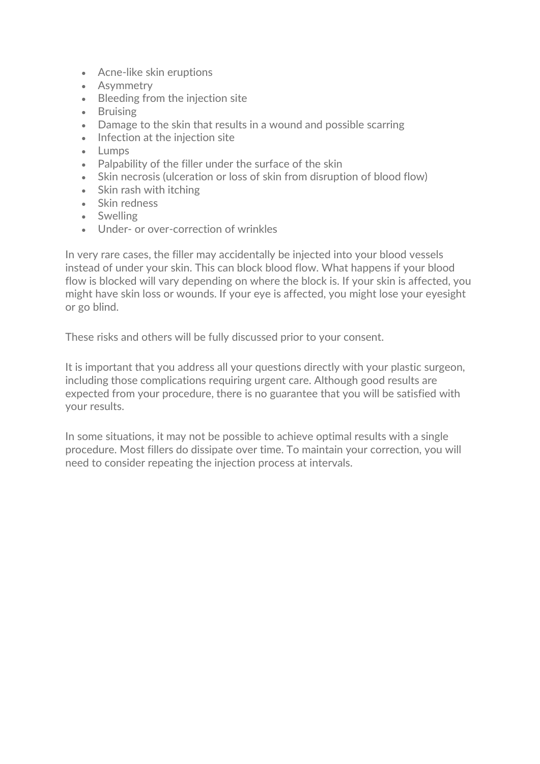- Acne-like skin eruptions
- Asymmetry
- Bleeding from the injection site
- Bruising
- Damage to the skin that results in a wound and possible scarring
- Infection at the injection site
- Lumps
- Palpability of the filler under the surface of the skin
- Skin necrosis (ulceration or loss of skin from disruption of blood flow)
- Skin rash with itching
- Skin redness
- Swelling
- Under- or over-correction of wrinkles

In very rare cases, the filler may accidentally be injected into your blood vessels instead of under your skin. This can block blood flow. What happens if your blood flow is blocked will vary depending on where the block is. If your skin is affected, you might have skin loss or wounds. If your eye is affected, you might lose your eyesight or go blind.

These risks and others will be fully discussed prior to your consent.

It is important that you address all your questions directly with your plastic surgeon, including those complications requiring urgent care. Although good results are expected from your procedure, there is no guarantee that you will be satisfied with your results.

In some situations, it may not be possible to achieve optimal results with a single procedure. Most fillers do dissipate over time. To maintain your correction, you will need to consider repeating the injection process at intervals.